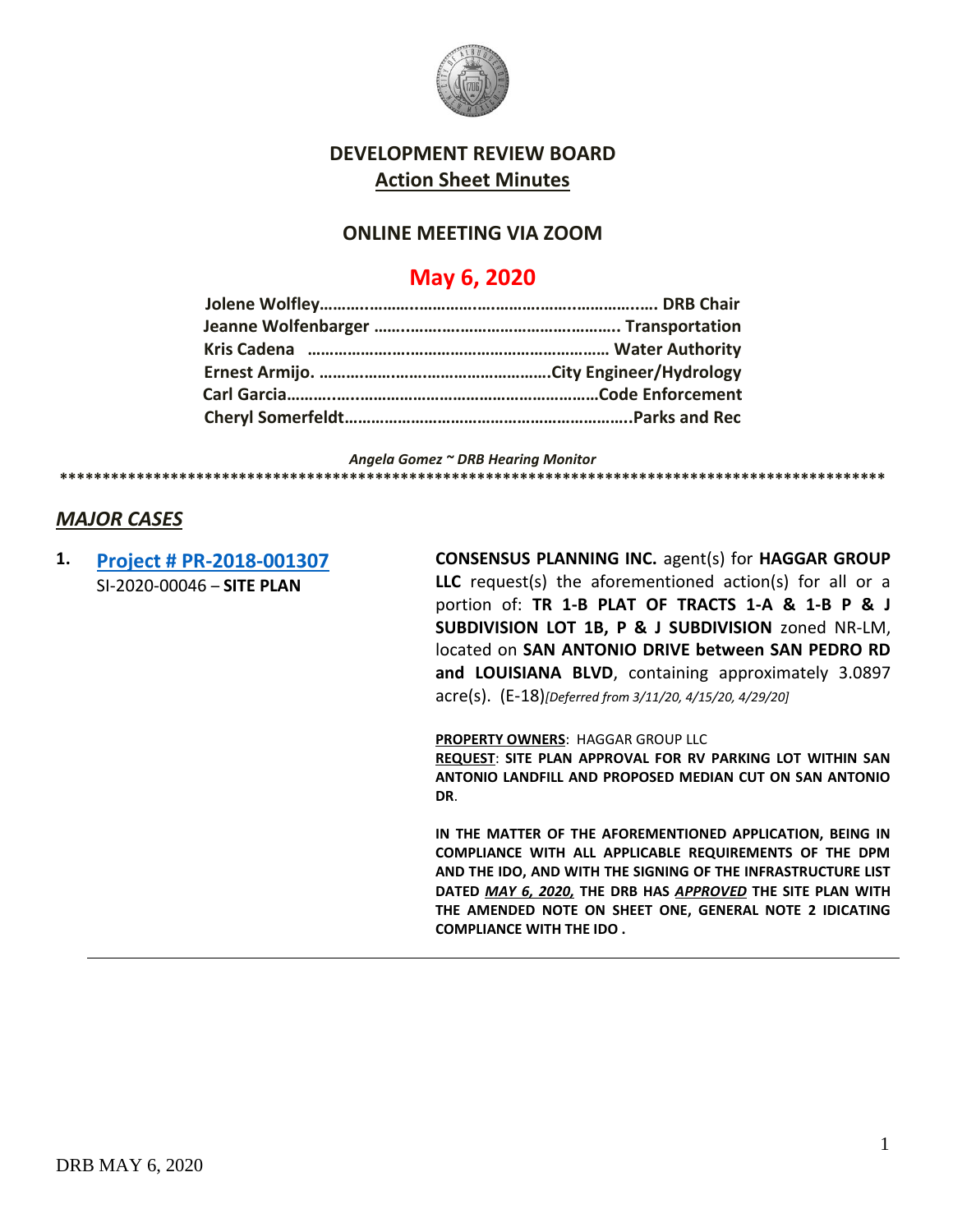# DEVELOPMENT REVIEW BOARD

## Action Sheet Minutes

### ONLINE MEETING VIA ZOOM

## May 6, 2020

**Jolene Wolfley……….…….……….……….……….………….….. DRB Chair**
**Jeanne Wolfenbarger ……..………….……………………….. Transportation**
**Kris Cadena ……………….……….……….……….……….… Water Authority**
**Ernest Armijo. ……….……….………………………..City Engineer/Hydrology**
**Carl Garcia…….…..….……….……….……….……….………Code Enforcement**
**Cheryl Somerfeldt………………………………………………..Parks and Rec**

*Angela Gomez ~ DRB Hearing Monitor*

**************************************************************************************************

## *MAJOR CASES*

**1.** **Project # PR-2018-001307**
SI-2020-00046 – **SITE PLAN**

**CONSENSUS PLANNING INC.** agent(s) for **HAGGAR GROUP LLC** request(s) the aforementioned action(s) for all or a portion of: **TR 1-B PLAT OF TRACTS 1-A & 1-B P & J SUBDIVISION LOT 1B, P & J SUBDIVISION** zoned NR-LM, located on **SAN ANTONIO DRIVE between SAN PEDRO RD and LOUISIANA BLVD**, containing approximately 3.0897 acre(s). (E-18)*[Deferred from 3/11/20, 4/15/20, 4/29/20]*

**PROPERTY OWNERS**: HAGGAR GROUP LLC
**REQUEST**: **SITE PLAN APPROVAL FOR RV PARKING LOT WITHIN SAN ANTONIO LANDFILL AND PROPOSED MEDIAN CUT ON SAN ANTONIO DR**.

**IN THE MATTER OF THE AFOREMENTIONED APPLICATION, BEING IN COMPLIANCE WITH ALL APPLICABLE REQUIREMENTS OF THE DPM AND THE IDO, AND WITH THE SIGNING OF THE INFRASTRUCTURE LIST DATED *MAY 6, 2020,* THE DRB HAS *APPROVED* THE SITE PLAN WITH THE AMENDED NOTE ON SHEET ONE, GENERAL NOTE 2 IDICATING COMPLIANCE WITH THE IDO .**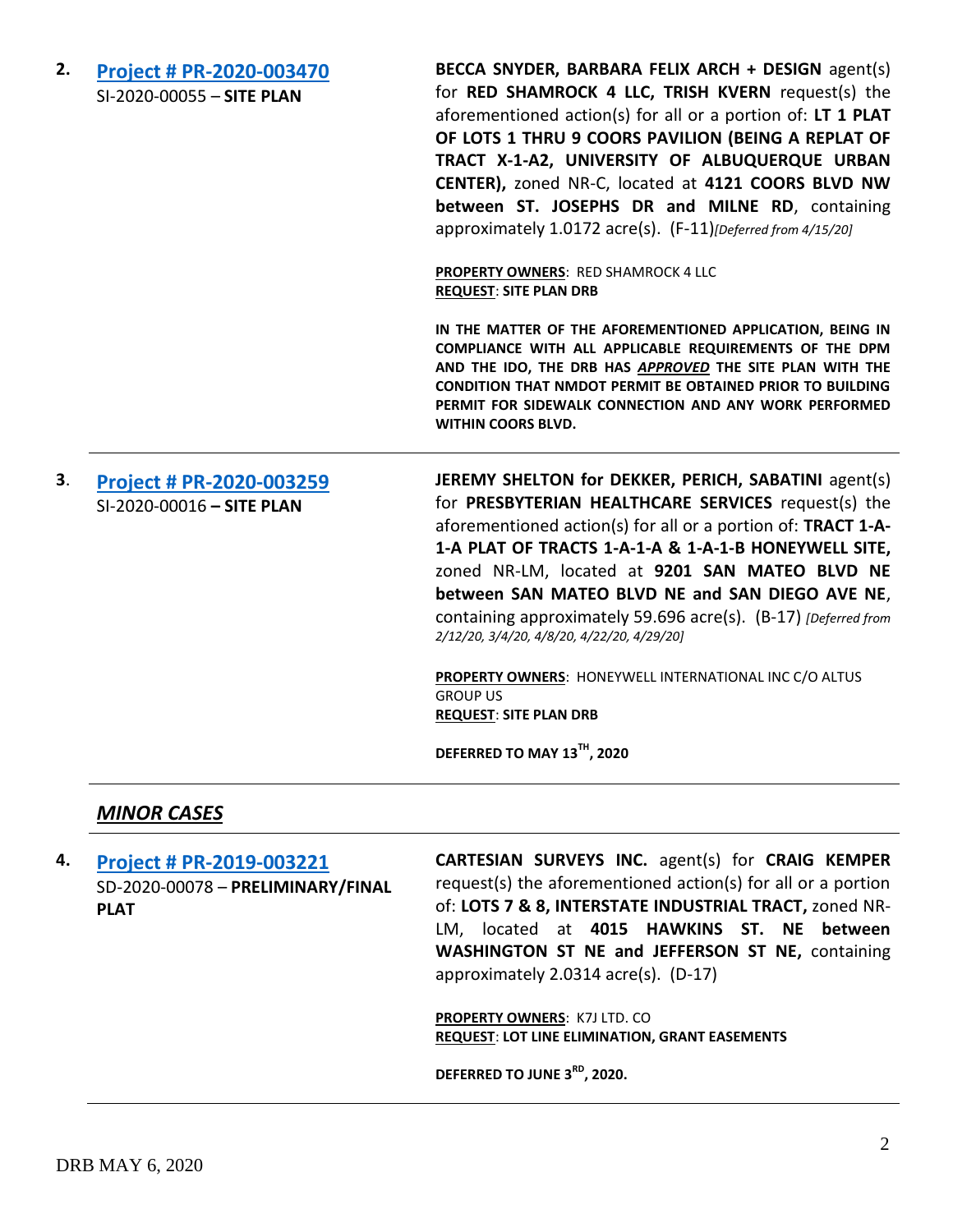**2.** **[Project # PR-2020-003470](#)**
SI-2020-00055 – **SITE PLAN**

**BECCA SNYDER, BARBARA FELIX ARCH + DESIGN** agent(s) for **RED SHAMROCK 4 LLC, TRISH KVERN** request(s) the aforementioned action(s) for all or a portion of: **LT 1 PLAT OF LOTS 1 THRU 9 COORS PAVILION (BEING A REPLAT OF TRACT X-1-A2, UNIVERSITY OF ALBUQUERQUE URBAN CENTER),** zoned NR-C, located at **4121 COORS BLVD NW between ST. JOSEPHS DR and MILNE RD**, containing approximately 1.0172 acre(s). (F-11)*[Deferred from 4/15/20]*

**PROPERTY OWNERS**: RED SHAMROCK 4 LLC
**REQUEST**: **SITE PLAN DRB**

**IN THE MATTER OF THE AFOREMENTIONED APPLICATION, BEING IN COMPLIANCE WITH ALL APPLICABLE REQUIREMENTS OF THE DPM AND THE IDO, THE DRB HAS *APPROVED* THE SITE PLAN WITH THE CONDITION THAT NMDOT PERMIT BE OBTAINED PRIOR TO BUILDING PERMIT FOR SIDEWALK CONNECTION AND ANY WORK PERFORMED WITHIN COORS BLVD.**

---

**3.** **[Project # PR-2020-003259](#)**
SI-2020-00016 **– SITE PLAN**

**JEREMY SHELTON for DEKKER, PERICH, SABATINI** agent(s) for **PRESBYTERIAN HEALTHCARE SERVICES** request(s) the aforementioned action(s) for all or a portion of: **TRACT 1-A-1-A PLAT OF TRACTS 1-A-1-A & 1-A-1-B HONEYWELL SITE,** zoned NR-LM, located at **9201 SAN MATEO BLVD NE between SAN MATEO BLVD NE and SAN DIEGO AVE NE**, containing approximately 59.696 acre(s). (B-17) *[Deferred from 2/12/20, 3/4/20, 4/8/20, 4/22/20, 4/29/20]*

**PROPERTY OWNERS**: HONEYWELL INTERNATIONAL INC C/O ALTUS GROUP US
**REQUEST**: **SITE PLAN DRB**

**DEFERRED TO MAY 13TH, 2020**

---

## *MINOR CASES*

---

**4.** **[Project # PR-2019-003221](#)**
SD-2020-00078 – **PRELIMINARY/FINAL PLAT**

**CARTESIAN SURVEYS INC.** agent(s) for **CRAIG KEMPER** request(s) the aforementioned action(s) for all or a portion of: **LOTS 7 & 8, INTERSTATE INDUSTRIAL TRACT,** zoned NR-LM, located at **4015 HAWKINS ST. NE between WASHINGTON ST NE and JEFFERSON ST NE,** containing approximately 2.0314 acre(s). (D-17)

**PROPERTY OWNERS**: K7J LTD. CO
**REQUEST**: **LOT LINE ELIMINATION, GRANT EASEMENTS**

**DEFERRED TO JUNE 3RD, 2020.**

---

DRB MAY 6, 2020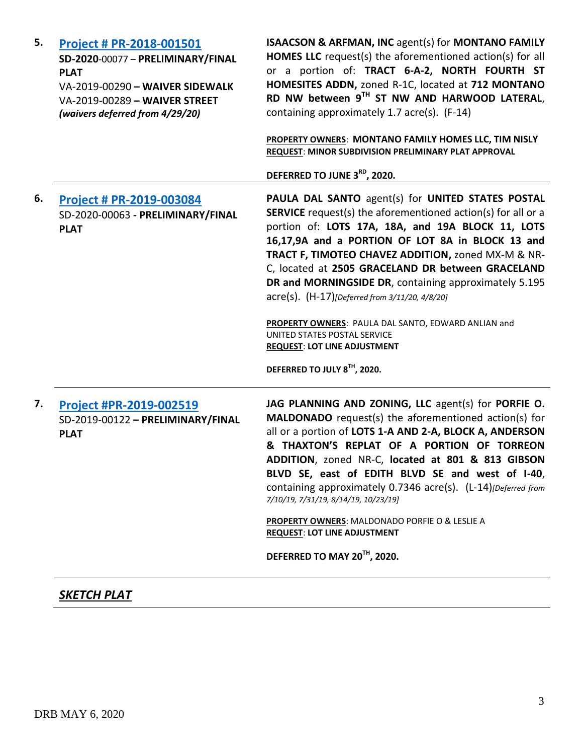5. **[Project # PR-2018-001501](#)**
**SD-2020**-00077 – **PRELIMINARY/FINAL PLAT**
VA-2019-00290 **– WAIVER SIDEWALK**
VA-2019-00289 **– WAIVER STREET**
***(waivers deferred from 4/29/20)***

**ISAACSON & ARFMAN, INC** agent(s) for **MONTANO FAMILY HOMES LLC** request(s) the aforementioned action(s) for all or a portion of: **TRACT 6-A-2, NORTH FOURTH ST HOMESITES ADDN,** zoned R-1C, located at **712 MONTANO RD NW between 9TH ST NW AND HARWOOD LATERAL**, containing approximately 1.7 acre(s). (F-14)

**PROPERTY OWNERS**: **MONTANO FAMILY HOMES LLC, TIM NISLY**
**REQUEST**: **MINOR SUBDIVISION PRELIMINARY PLAT APPROVAL**

**DEFERRED TO JUNE 3RD, 2020.**

---

6. **[Project # PR-2019-003084](#)**
SD-2020-00063 - **PRELIMINARY/FINAL PLAT**

**PAULA DAL SANTO** agent(s) for **UNITED STATES POSTAL SERVICE** request(s) the aforementioned action(s) for all or a portion of: **LOTS 17A, 18A, and 19A BLOCK 11, LOTS 16,17,9A and a PORTION OF LOT 8A in BLOCK 13 and TRACT F, TIMOTEO CHAVEZ ADDITION,** zoned MX-M & NR-C, located at **2505 GRACELAND DR between GRACELAND DR and MORNINGSIDE DR**, containing approximately 5.195 acre(s). (H-17)*[Deferred from 3/11/20, 4/8/20]*

**PROPERTY OWNERS**: PAULA DAL SANTO, EDWARD ANLIAN and UNITED STATES POSTAL SERVICE
**REQUEST**: **LOT LINE ADJUSTMENT**

**DEFERRED TO JULY 8TH, 2020.**

---

7. **[Project #PR-2019-002519](#)**
SD-2019-00122 **– PRELIMINARY/FINAL PLAT**

**JAG PLANNING AND ZONING, LLC** agent(s) for **PORFIE O. MALDONADO** request(s) the aforementioned action(s) for all or a portion of **LOTS 1-A AND 2-A, BLOCK A, ANDERSON & THAXTON'S REPLAT OF A PORTION OF TORREON ADDITION**, zoned NR-C, **located at 801 & 813 GIBSON BLVD SE, east of EDITH BLVD SE and west of I-40**, containing approximately 0.7346 acre(s). (L-14)*[Deferred from 7/10/19, 7/31/19, 8/14/19, 10/23/19]*

**PROPERTY OWNERS**: MALDONADO PORFIE O & LESLIE A
**REQUEST**: **LOT LINE ADJUSTMENT**

**DEFERRED TO MAY 20TH, 2020.**

---

***SKETCH PLAT***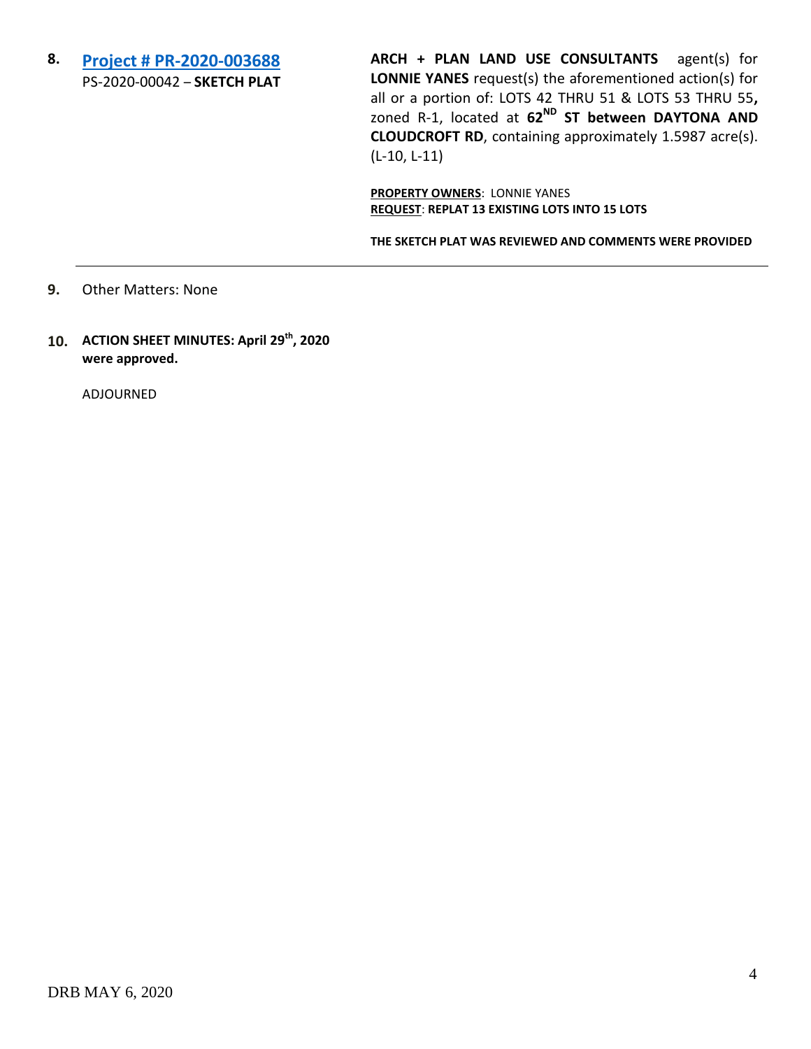**8.** **Project # PR-2020-003688**
PS-2020-00042 – **SKETCH PLAT**

**ARCH + PLAN LAND USE CONSULTANTS** agent(s) for **LONNIE YANES** request(s) the aforementioned action(s) for all or a portion of: LOTS 42 THRU 51 & LOTS 53 THRU 55**,** zoned R-1, located at **62ND ST between DAYTONA AND CLOUDCROFT RD**, containing approximately 1.5987 acre(s). (L-10, L-11)

**PROPERTY OWNERS**: LONNIE YANES
**REQUEST**: **REPLAT 13 EXISTING LOTS INTO 15 LOTS**

**THE SKETCH PLAT WAS REVIEWED AND COMMENTS WERE PROVIDED**

---

**9.** Other Matters: None

**10.** **ACTION SHEET MINUTES: April 29th, 2020 were approved.**

ADJOURNED

DRB MAY 6, 2020